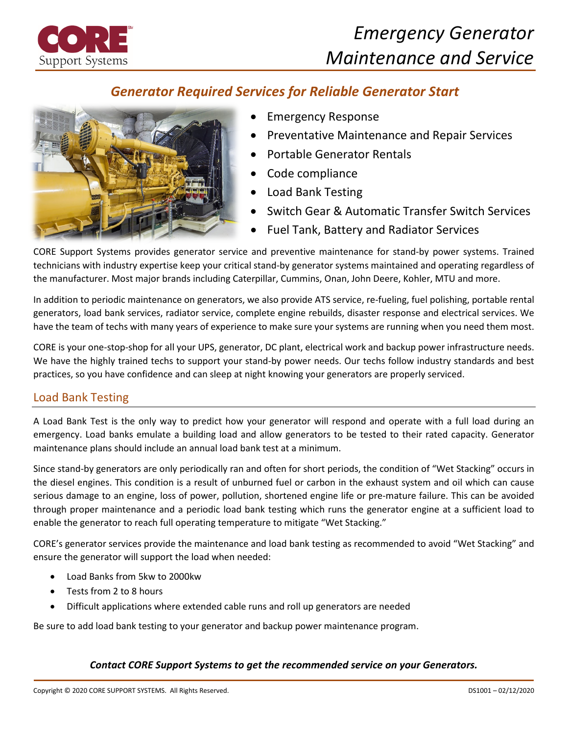CORE Support Systems

# Emergency Generator Maintenance and Service

## *Generator Required Services for Reliable Generator Start*

- Emergency Response
- Preventative Maintenance and Repair Services
- Portable Generator Rentals
- Code compliance
- Load Bank Testing
- Switch Gear & Automatic Transfer Switch Services
- Fuel Tank, Battery and Radiator Services

CORE Support Systems provides generator service and preventive maintenance for stand-by power systems. Trained technicians with industry expertise keep your critical stand-by generator systems maintained and operating regardless of the manufacturer. Most major brands including Caterpillar, Cummins, Onan, John Deere, Kohler, MTU and more.

In addition to periodic maintenance on generators, we also provide ATS service, re-fueling, fuel polishing, portable rental generators, load bank services, radiator service, complete engine rebuilds, disaster response and electrical services. We have the team of techs with many years of experience to make sure your systems are running when you need them most.

CORE is your one-stop-shop for all your UPS, generator, DC plant, electrical work and backup power infrastructure needs. We have the highly trained techs to support your stand-by power needs. Our techs follow industry standards and best practices, so you have confidence and can sleep at night knowing your generators are properly serviced.

## Load Bank Testing

A Load Bank Test is the only way to predict how your generator will respond and operate with a full load during an emergency. Load banks emulate a building load and allow generators to be tested to their rated capacity. Generator maintenance plans should include an annual load bank test at a minimum.

Since stand-by generators are only periodically ran and often for short periods, the condition of "Wet Stacking" occurs in the diesel engines. This condition is a result of unburned fuel or carbon in the exhaust system and oil which can cause serious damage to an engine, loss of power, pollution, shortened engine life or pre-mature failure. This can be avoided through proper maintenance and a periodic load bank testing which runs the generator engine at a sufficient load to enable the generator to reach full operating temperature to mitigate "Wet Stacking."

CORE's generator services provide the maintenance and load bank testing as recommended to avoid "Wet Stacking" and ensure the generator will support the load when needed:

- Load Banks from 5kw to 2000kw
- Tests from 2 to 8 hours
- Difficult applications where extended cable runs and roll up generators are needed

Be sure to add load bank testing to your generator and backup power maintenance program.

***Contact CORE Support Systems to get the recommended service on your Generators.***

Copyright © 2020 CORE SUPPORT SYSTEMS. All Rights Reserved. DS1001 – 02/12/2020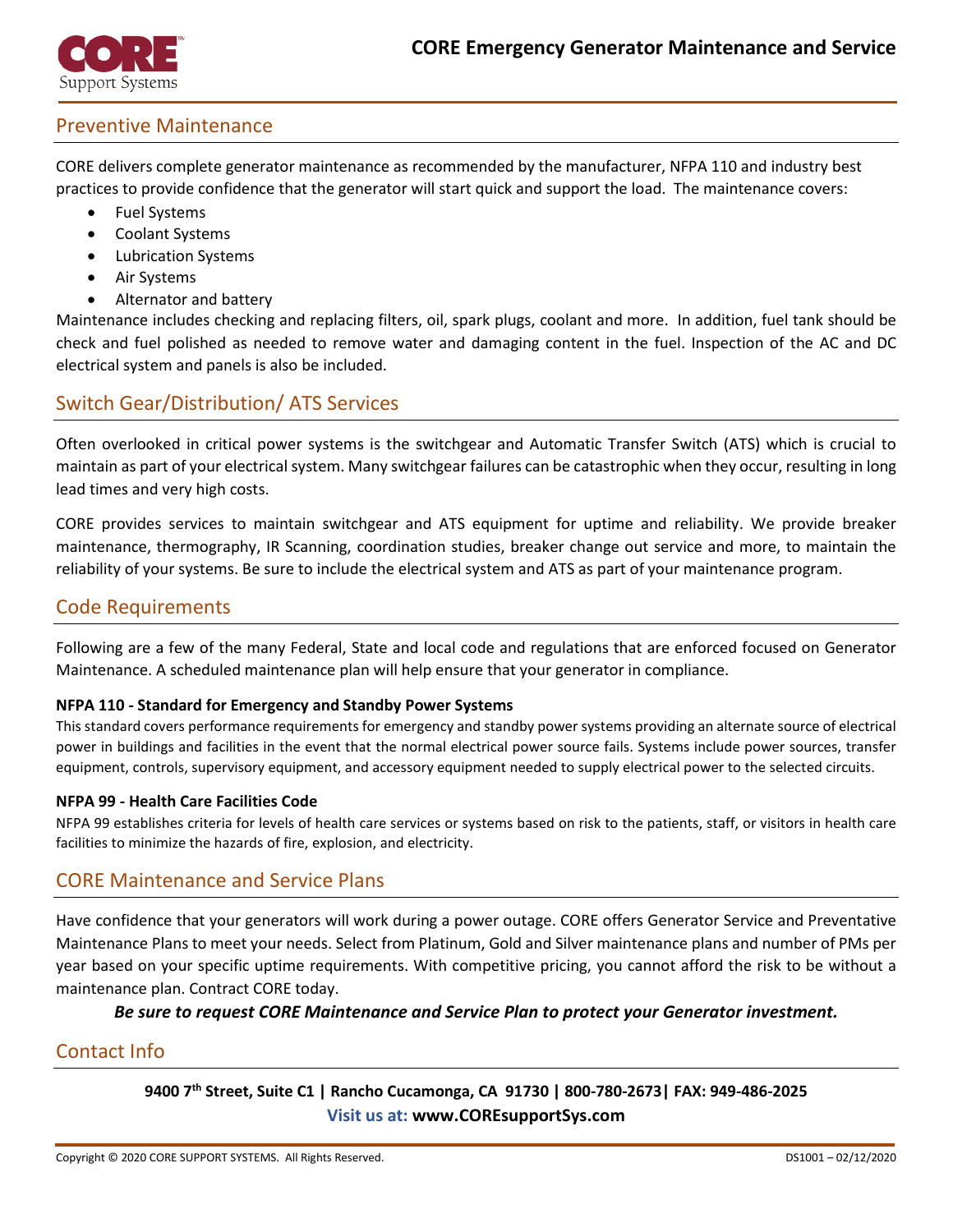CORE Support Systems

# CORE Emergency Generator Maintenance and Service

## Preventive Maintenance

CORE delivers complete generator maintenance as recommended by the manufacturer, NFPA 110 and industry best practices to provide confidence that the generator will start quick and support the load. The maintenance covers:

- Fuel Systems
- Coolant Systems
- Lubrication Systems
- Air Systems
- Alternator and battery

Maintenance includes checking and replacing filters, oil, spark plugs, coolant and more. In addition, fuel tank should be check and fuel polished as needed to remove water and damaging content in the fuel. Inspection of the AC and DC electrical system and panels is also be included.

## Switch Gear/Distribution/ ATS Services

Often overlooked in critical power systems is the switchgear and Automatic Transfer Switch (ATS) which is crucial to maintain as part of your electrical system. Many switchgear failures can be catastrophic when they occur, resulting in long lead times and very high costs.

CORE provides services to maintain switchgear and ATS equipment for uptime and reliability. We provide breaker maintenance, thermography, IR Scanning, coordination studies, breaker change out service and more, to maintain the reliability of your systems. Be sure to include the electrical system and ATS as part of your maintenance program.

## Code Requirements

Following are a few of the many Federal, State and local code and regulations that are enforced focused on Generator Maintenance. A scheduled maintenance plan will help ensure that your generator in compliance.

**NFPA 110 - Standard for Emergency and Standby Power Systems**

This standard covers performance requirements for emergency and standby power systems providing an alternate source of electrical power in buildings and facilities in the event that the normal electrical power source fails. Systems include power sources, transfer equipment, controls, supervisory equipment, and accessory equipment needed to supply electrical power to the selected circuits.

**NFPA 99 - Health Care Facilities Code**

NFPA 99 establishes criteria for levels of health care services or systems based on risk to the patients, staff, or visitors in health care facilities to minimize the hazards of fire, explosion, and electricity.

## CORE Maintenance and Service Plans

Have confidence that your generators will work during a power outage. CORE offers Generator Service and Preventative Maintenance Plans to meet your needs. Select from Platinum, Gold and Silver maintenance plans and number of PMs per year based on your specific uptime requirements. With competitive pricing, you cannot afford the risk to be without a maintenance plan. Contract CORE today.

***Be sure to request CORE Maintenance and Service Plan to protect your Generator investment.***

## Contact Info

**9400 7th Street, Suite C1 | Rancho Cucamonga, CA 91730 | 800-780-2673| FAX: 949-486-2025**

**Visit us at: www.COREsupportSys.com**

Copyright © 2020 CORE SUPPORT SYSTEMS. All Rights Reserved. DS1001 – 02/12/2020